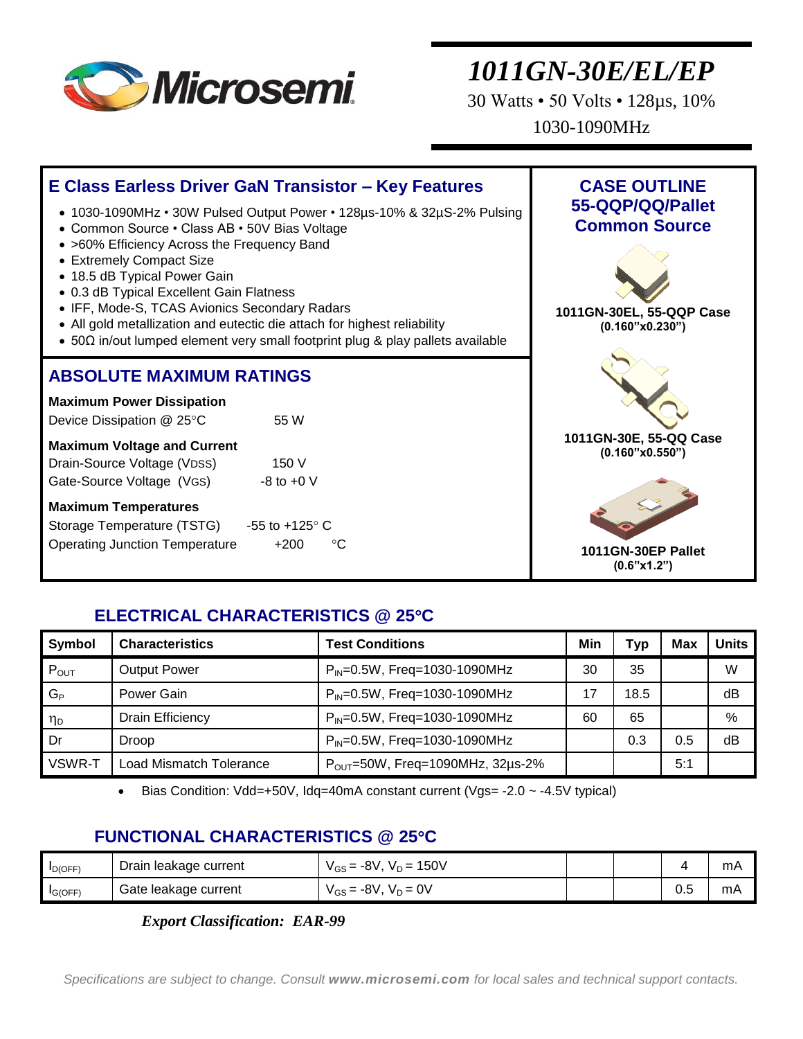Microsemi

# 1011GN-30E/EL/EP

30 Watts • 50 Volts • 128µs, 10%

1030-1090MHz

## E Class Earless Driver GaN Transistor – Key Features

- 1030-1090MHz • 30W Pulsed Output Power • 128µs-10% & 32µS-2% Pulsing
- Common Source • Class AB • 50V Bias Voltage
- >60% Efficiency Across the Frequency Band
- Extremely Compact Size
- 18.5 dB Typical Power Gain
- 0.3 dB Typical Excellent Gain Flatness
- IFF, Mode-S, TCAS Avionics Secondary Radars
- All gold metallization and eutectic die attach for highest reliability
- 50Ω in/out lumped element very small footprint plug & play pallets available

## CASE OUTLINE 55-QQP/QQ/Pallet Common Source

**1011GN-30EL, 55-QQP Case**
**(0.160”x0.230”)**

**1011GN-30E, 55-QQ Case**
**(0.160”x0.550”)**

**1011GN-30EP Pallet**
**(0.6”x1.2”)**

## ABSOLUTE MAXIMUM RATINGS

**Maximum Power Dissipation**

| | |
|---|---|
| Device Dissipation @ 25°C | 55 W |

**Maximum Voltage and Current**

| | |
|---|---|
| Drain-Source Voltage ($V_{DSS}$) | 150 V |
| Gate-Source Voltage ($V_{GS}$) | -8 to +0 V |

**Maximum Temperatures**

| | |
|---|---|
| Storage Temperature (TSTG) | -55 to +125° C |
| Operating Junction Temperature | +200 °C |

## ELECTRICAL CHARACTERISTICS @ 25°C

| Symbol | Characteristics | Test Conditions | Min | Typ | Max | Units |
|---|---|---|---|---|---|---|
| $P_{OUT}$ | Output Power | $P_{IN}$=0.5W, Freq=1030-1090MHz | 30 | 35 | | W |
| $G_P$ | Power Gain | $P_{IN}$=0.5W, Freq=1030-1090MHz | 17 | 18.5 | | dB |
| $\eta_D$ | Drain Efficiency | $P_{IN}$=0.5W, Freq=1030-1090MHz | 60 | 65 | | % |
| Dr | Droop | $P_{IN}$=0.5W, Freq=1030-1090MHz | | 0.3 | 0.5 | dB |
| VSWR-T | Load Mismatch Tolerance | $P_{OUT}$=50W, Freq=1090MHz, 32µs-2% | | | 5:1 | |

- Bias Condition: Vdd=+50V, Idq=40mA constant current (Vgs= -2.0 ~ -4.5V typical)

## FUNCTIONAL CHARACTERISTICS @ 25°C

| Symbol | Characteristics | Test Conditions | Min | Typ | Max | Units |
|---|---|---|---|---|---|---|
| $I_{D(OFF)}$ | Drain leakage current | $V_{GS}$ = -8V, $V_D$ = 150V | | | 4 | mA |
| $I_{G(OFF)}$ | Gate leakage current | $V_{GS}$ = -8V, $V_D$ = 0V | | | 0.5 | mA |

***Export Classification: EAR-99***

*Specifications are subject to change. Consult **www.microsemi.com** for local sales and technical support contacts.*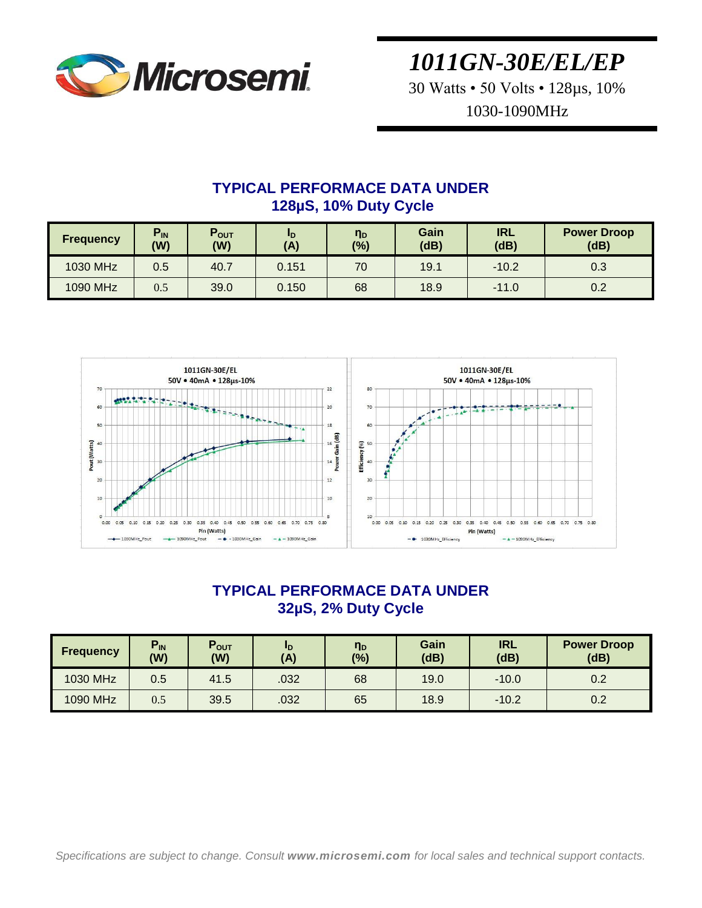# 1011GN-30E/EL/EP

30 Watts • 50 Volts • 128µs, 10%

1030-1090MHz

## TYPICAL PERFORMACE DATA UNDER 128µS, 10% Duty Cycle

| Frequency | $P_{IN}$ (W) | $P_{OUT}$ (W) | $I_D$ (A) | $\eta_D$ (%) | Gain (dB) | IRL (dB) | Power Droop (dB) |
|---|---|---|---|---|---|---|---|
| 1030 MHz | 0.5 | 40.7 | 0.151 | 70 | 19.1 | -10.2 | 0.3 |
| 1090 MHz | 0.5 | 39.0 | 0.150 | 68 | 18.9 | -11.0 | 0.2 |

## TYPICAL PERFORMACE DATA UNDER 32µS, 2% Duty Cycle

| Frequency | $P_{IN}$ (W) | $P_{OUT}$ (W) | $I_D$ (A) | $\eta_D$ (%) | Gain (dB) | IRL (dB) | Power Droop (dB) |
|---|---|---|---|---|---|---|---|
| 1030 MHz | 0.5 | 41.5 | .032 | 68 | 19.0 | -10.0 | 0.2 |
| 1090 MHz | 0.5 | 39.5 | .032 | 65 | 18.9 | -10.2 | 0.2 |

*Specifications are subject to change. Consult **www.microsemi.com** for local sales and technical support contacts.*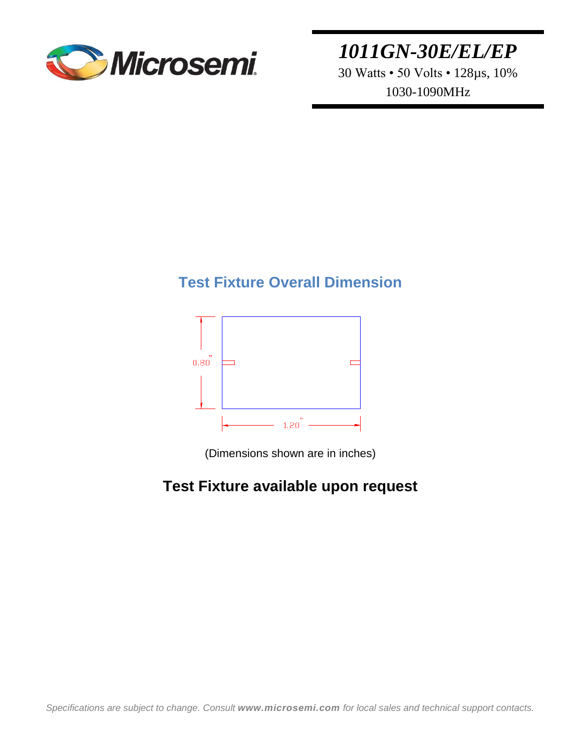# 1011GN-30E/EL/EP

30 Watts • 50 Volts • 128µs, 10%

1030-1090MHz

## Test Fixture Overall Dimension

0.80"

1.20"

(Dimensions shown are in inches)

**Test Fixture available upon request**

*Specifications are subject to change. Consult* ***www.microsemi.com*** *for local sales and technical support contacts.*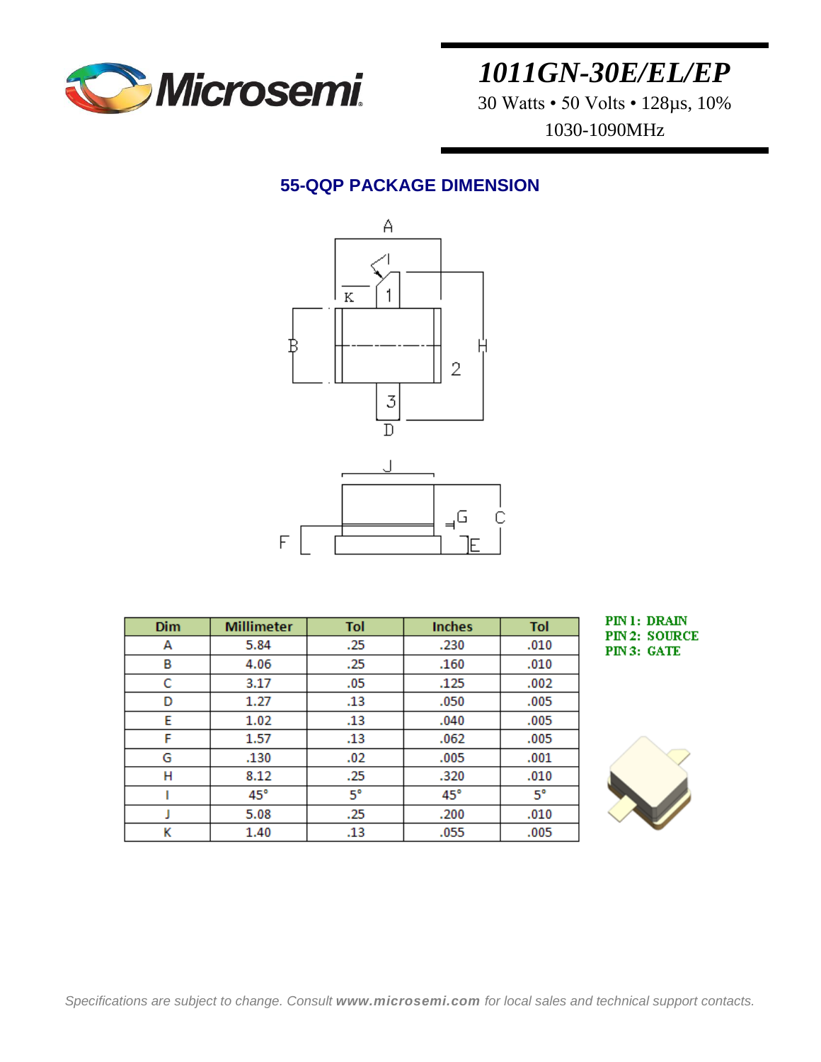# 1011GN-30E/EL/EP

30 Watts • 50 Volts • 128µs, 10%

1030-1090MHz

## 55-QQP PACKAGE DIMENSION

| Dim | Millimeter | Tol | Inches | Tol |
|---|---|---|---|---|
| A | 5.84 | .25 | .230 | .010 |
| B | 4.06 | .25 | .160 | .010 |
| C | 3.17 | .05 | .125 | .002 |
| D | 1.27 | .13 | .050 | .005 |
| E | 1.02 | .13 | .040 | .005 |
| F | 1.57 | .13 | .062 | .005 |
| G | .130 | .02 | .005 | .001 |
| H | 8.12 | .25 | .320 | .010 |
| I | 45° | 5° | 45° | 5° |
| J | 5.08 | .25 | .200 | .010 |
| K | 1.40 | .13 | .055 | .005 |

**PIN 1: DRAIN**
**PIN 2: SOURCE**
**PIN 3: GATE**

*Specifications are subject to change. Consult **www.microsemi.com** for local sales and technical support contacts.*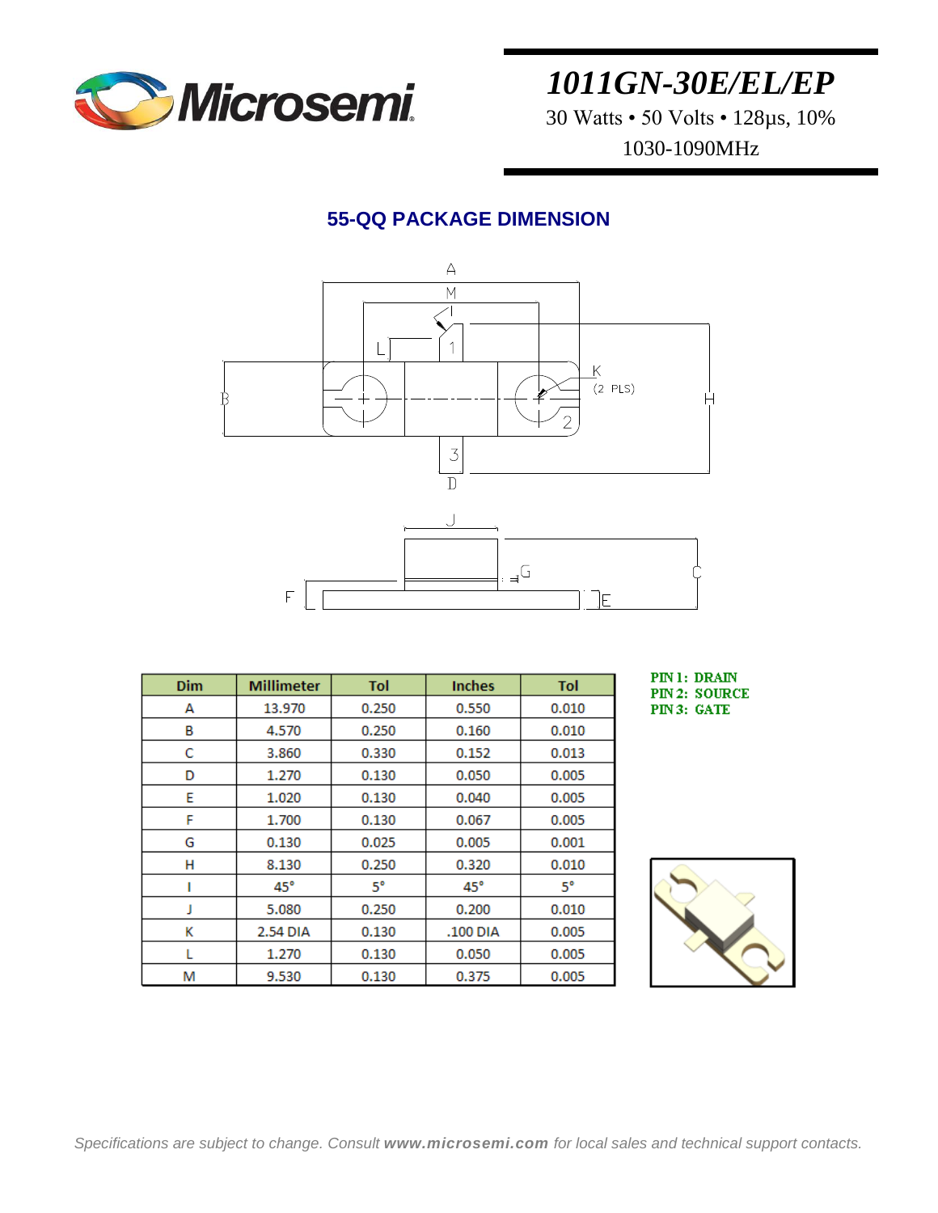# 1011GN-30E/EL/EP

30 Watts • 50 Volts • 128µs, 10%

1030-1090MHz

## 55-QQ PACKAGE DIMENSION

| Dim | Millimeter | Tol | Inches | Tol |
|---|---|---|---|---|
| A | 13.970 | 0.250 | 0.550 | 0.010 |
| B | 4.570 | 0.250 | 0.160 | 0.010 |
| C | 3.860 | 0.330 | 0.152 | 0.013 |
| D | 1.270 | 0.130 | 0.050 | 0.005 |
| E | 1.020 | 0.130 | 0.040 | 0.005 |
| F | 1.700 | 0.130 | 0.067 | 0.005 |
| G | 0.130 | 0.025 | 0.005 | 0.001 |
| H | 8.130 | 0.250 | 0.320 | 0.010 |
| I | 45° | 5° | 45° | 5° |
| J | 5.080 | 0.250 | 0.200 | 0.010 |
| K | 2.54 DIA | 0.130 | .100 DIA | 0.005 |
| L | 1.270 | 0.130 | 0.050 | 0.005 |
| M | 9.530 | 0.130 | 0.375 | 0.005 |

**PIN 1: DRAIN**
**PIN 2: SOURCE**
**PIN 3: GATE**

*Specifications are subject to change. Consult* ***www.microsemi.com*** *for local sales and technical support contacts.*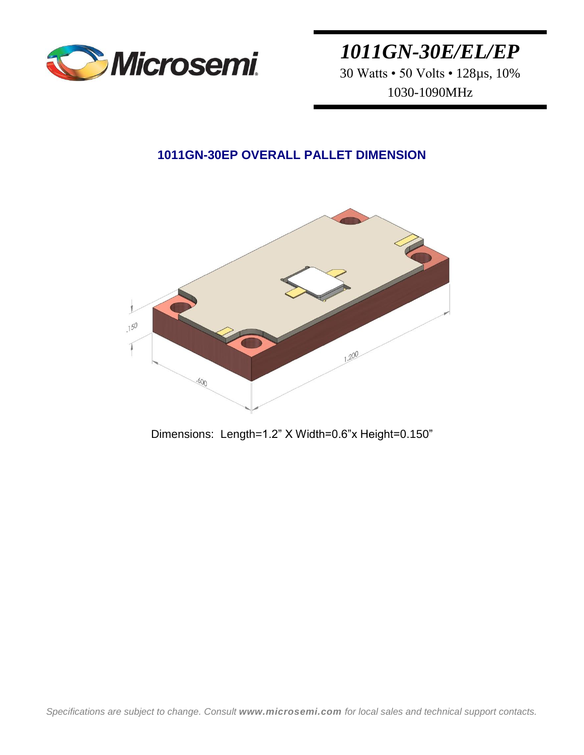# 1011GN-30E/EL/EP

30 Watts • 50 Volts • 128µs, 10%
1030-1090MHz

## 1011GN-30EP OVERALL PALLET DIMENSION

Dimensions: Length=1.2" X Width=0.6"x Height=0.150"

*Specifications are subject to change. Consult **www.microsemi.com** for local sales and technical support contacts.*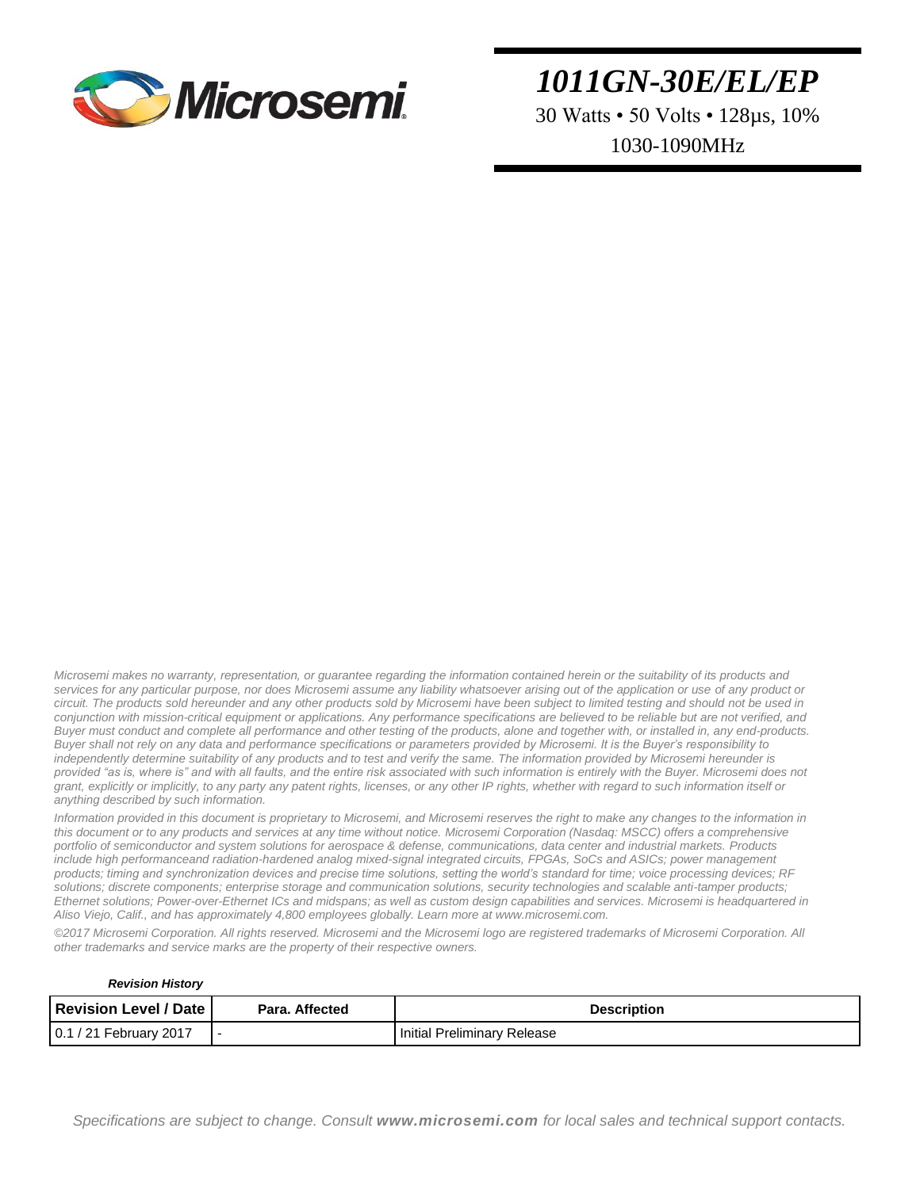# 1011GN-30E/EL/EP

30 Watts • 50 Volts • 128µs, 10%

1030-1090MHz

*Microsemi makes no warranty, representation, or guarantee regarding the information contained herein or the suitability of its products and services for any particular purpose, nor does Microsemi assume any liability whatsoever arising out of the application or use of any product or circuit. The products sold hereunder and any other products sold by Microsemi have been subject to limited testing and should not be used in conjunction with mission-critical equipment or applications. Any performance specifications are believed to be reliable but are not verified, and Buyer must conduct and complete all performance and other testing of the products, alone and together with, or installed in, any end-products. Buyer shall not rely on any data and performance specifications or parameters provided by Microsemi. It is the Buyer's responsibility to independently determine suitability of any products and to test and verify the same. The information provided by Microsemi hereunder is provided "as is, where is" and with all faults, and the entire risk associated with such information is entirely with the Buyer. Microsemi does not grant, explicitly or implicitly, to any party any patent rights, licenses, or any other IP rights, whether with regard to such information itself or anything described by such information.*

*Information provided in this document is proprietary to Microsemi, and Microsemi reserves the right to make any changes to the information in this document or to any products and services at any time without notice. Microsemi Corporation (Nasdaq: MSCC) offers a comprehensive portfolio of semiconductor and system solutions for aerospace & defense, communications, data center and industrial markets. Products include high performanceand radiation-hardened analog mixed-signal integrated circuits, FPGAs, SoCs and ASICs; power management products; timing and synchronization devices and precise time solutions, setting the world's standard for time; voice processing devices; RF solutions; discrete components; enterprise storage and communication solutions, security technologies and scalable anti-tamper products; Ethernet solutions; Power-over-Ethernet ICs and midspans; as well as custom design capabilities and services. Microsemi is headquartered in Aliso Viejo, Calif., and has approximately 4,800 employees globally. Learn more at www.microsemi.com.*

*©2017 Microsemi Corporation. All rights reserved. Microsemi and the Microsemi logo are registered trademarks of Microsemi Corporation. All other trademarks and service marks are the property of their respective owners.*

***Revision History***

| Revision Level / Date | Para. Affected | Description |
| --- | --- | --- |
| 0.1 / 21 February 2017 | - | Initial Preliminary Release |

*Specifications are subject to change. Consult **www.microsemi.com** for local sales and technical support contacts.*